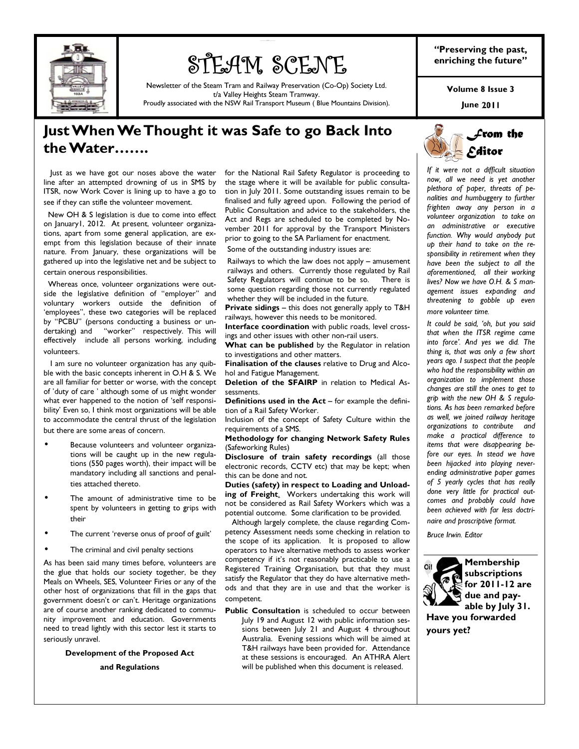# STEAM SCENE

Newsletter of the Steam Tram and Railway Preservation (Co-Op) Society Ltd.
t/a Valley Heights Steam Tramway.
Proudly associated with the NSW Rail Transport Museum ( Blue Mountains Division).

**"Preserving the past, enriching the future"**

**Volume 8 Issue 3**

**June 2011**

## Just When We Thought it was Safe to go Back Into the Water…….

Just as we have got our noses above the water line after an attempted drowning of us in SMS by ITSR, now Work Cover is lining up to have a go to see if they can stifle the volunteer movement.

New OH & S legislation is due to come into effect on January1, 2012. At present, volunteer organizations, apart from some general application, are exempt from this legislation because of their innate nature. From January, these organizations will be gathered up into the legislative net and be subject to certain onerous responsibilities.

Whereas once, volunteer organizations were outside the legislative definition of "employer" and voluntary workers outside the definition of 'employees", these two categories will be replaced by "PCBU" (persons conducting a business or undertaking) and "worker" respectively. This will effectively include all persons working, including volunteers.

I am sure no volunteer organization has any quibble with the basic concepts inherent in O.H & S. We are all familiar for better or worse, with the concept of 'duty of care ' although some of us might wonder what ever happened to the notion of 'self responsibility' Even so, I think most organizations will be able to accommodate the central thrust of the legislation but there are some areas of concern.

- Because volunteers and volunteer organizations will be caught up in the new regulations (550 pages worth), their impact will be mandatory including all sanctions and penalties attached thereto.
- The amount of administrative time to be spent by volunteers in getting to grips with their
- The current 'reverse onus of proof of guilt'
- The criminal and civil penalty sections

As has been said many times before, volunteers are the glue that holds our society together, be they Meals on Wheels, SES, Volunteer Firies or any of the other host of organizations that fill in the gaps that government doesn't or can't. Heritage organizations are of course another ranking dedicated to community improvement and education. Governments need to tread lightly with this sector lest it starts to seriously unravel.

**Development of the Proposed Act and Regulations**

for the National Rail Safety Regulator is proceeding to the stage where it will be available for public consultation in July 2011. Some outstanding issues remain to be finalised and fully agreed upon. Following the period of Public Consultation and advice to the stakeholders, the Act and Regs are scheduled to be completed by November 2011 for approval by the Transport Ministers prior to going to the SA Parliament for enactment.

Some of the outstanding industry issues are:

Railways to which the law does not apply – amusement railways and others. Currently those regulated by Rail Safety Regulators will continue to be so. There is some question regarding those not currently regulated whether they will be included in the future.

**Private sidings** – this does not generally apply to T&H railways, however this needs to be monitored.

**Interface coordination** with public roads, level crossings and other issues with other non-rail users.

**What can be published** by the Regulator in relation to investigations and other matters.

**Finalisation of the clauses** relative to Drug and Alcohol and Fatigue Management.

**Deletion of the SFAIRP** in relation to Medical Assessments.

**Definitions used in the Act** – for example the definition of a Rail Safety Worker.

Inclusion of the concept of Safety Culture within the requirements of a SMS.

**Methodology for changing Network Safety Rules** (Safeworking Rules)

**Disclosure of train safety recordings** (all those electronic records, CCTV etc) that may be kept; when this can be done and not.

**Duties (safety) in respect to Loading and Unloading of Freight.** Workers undertaking this work will not be considered as Rail Safety Workers which was a potential outcome. Some clarification to be provided.

Although largely complete, the clause regarding Competency Assessment needs some checking in relation to the scope of its application. It is proposed to allow operators to have alternative methods to assess worker competency if it's not reasonably practicable to use a Registered Training Organisation, but that they must satisfy the Regulator that they do have alternative methods and that they are in use and that the worker is competent.

**Public Consultation** is scheduled to occur between July 19 and August 12 with public information sessions between July 21 and August 4 throughout Australia. Evening sessions which will be aimed at T&H railways have been provided for. Attendance at these sessions is encouraged. An ATHRA Alert will be published when this document is released.

### From the Editor

*If it were not a difficult situation now, all we need is yet another plethora of paper, threats of penalities and humbuggery to further frighten away any person in a volunteer organization to take on an administrative or executive function. Why would anybody put up their hand to take on the responsibility in retirement when they have been the subject to all the aforementioned, all their working lives? Now we have O.H. & S management issues expanding and threatening to gobble up even more volunteer time.*

*It could be said, 'oh, but you said that when the ITSR regime came into force'. And yes we did. The thing is, that was only a few short years ago. I suspect that the people who had the responsibility within an organization to implement those changes are still the ones to get to grip with the new OH & S regulations. As has been remarked before as well, we joined railway heritage organizations to contribute and make a practical difference to items that were disappearing before our eyes. In stead we have been hijacked into playing never-ending administrative paper games of 5 yearly cycles that has really done very little for practical outcomes and probably could have been achieved with far less doctrinaire and proscriptive format.*

*Bruce Irwin. Editor*

**Membership subscriptions for 2011-12 are due and payable by July 31. Have you forwarded yours yet?**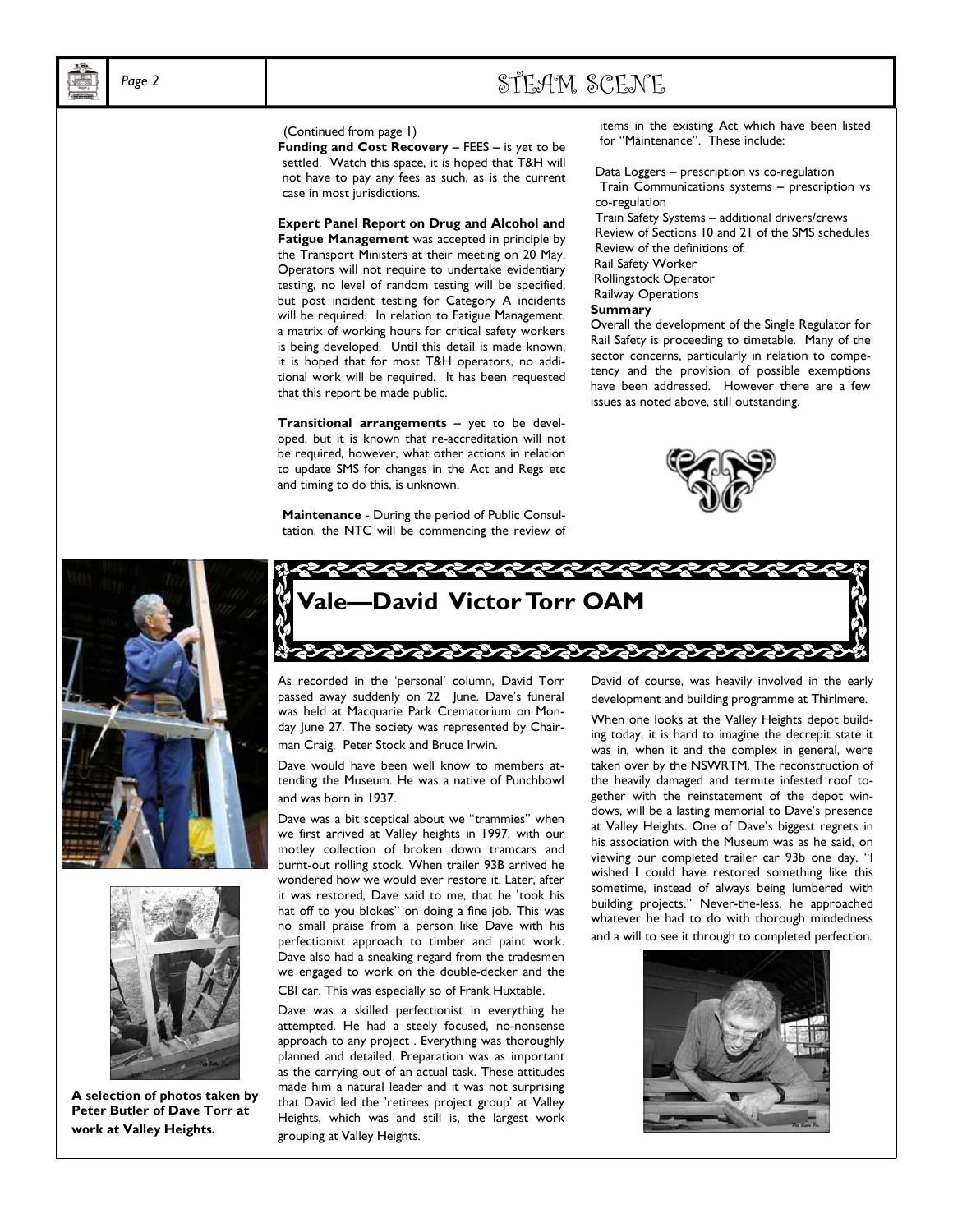(Continued from page 1)

**Funding and Cost Recovery** – FEES – is yet to be settled. Watch this space, it is hoped that T&H will not have to pay any fees as such, as is the current case in most jurisdictions.

**Expert Panel Report on Drug and Alcohol and Fatigue Management** was accepted in principle by the Transport Ministers at their meeting on 20 May. Operators will not require to undertake evidentiary testing, no level of random testing will be specified, but post incident testing for Category A incidents will be required. In relation to Fatigue Management, a matrix of working hours for critical safety workers is being developed. Until this detail is made known, it is hoped that for most T&H operators, no additional work will be required. It has been requested that this report be made public.

**Transitional arrangements** – yet to be developed, but it is known that re-accreditation will not be required, however, what other actions in relation to update SMS for changes in the Act and Regs etc and timing to do this, is unknown.

**Maintenance** - During the period of Public Consultation, the NTC will be commencing the review of items in the existing Act which have been listed for "Maintenance". These include:

Data Loggers – prescription vs co-regulation
Train Communications systems – prescription vs co-regulation
Train Safety Systems – additional drivers/crews
Review of Sections 10 and 21 of the SMS schedules
Review of the definitions of:
Rail Safety Worker
Rollingstock Operator
Railway Operations

**Summary**

Overall the development of the Single Regulator for Rail Safety is proceeding to timetable. Many of the sector concerns, particularly in relation to competency and the provision of possible exemptions have been addressed. However there are a few issues as noted above, still outstanding.

# Vale—David Victor Torr OAM

As recorded in the 'personal' column, David Torr passed away suddenly on 22 June. Dave's funeral was held at Macquarie Park Crematorium on Monday June 27. The society was represented by Chairman Craig, Peter Stock and Bruce Irwin.

Dave would have been well know to members attending the Museum. He was a native of Punchbowl and was born in 1937.

Dave was a bit sceptical about we "trammies" when we first arrived at Valley heights in 1997, with our motley collection of broken down tramcars and burnt-out rolling stock. When trailer 93B arrived he wondered how we would ever restore it. Later, after it was restored, Dave said to me, that he 'took his hat off to you blokes" on doing a fine job. This was no small praise from a person like Dave with his perfectionist approach to timber and paint work. Dave also had a sneaking regard from the tradesmen we engaged to work on the double-decker and the CBI car. This was especially so of Frank Huxtable.

Dave was a skilled perfectionist in everything he attempted. He had a steely focused, no-nonsense approach to any project . Everything was thoroughly planned and detailed. Preparation was as important as the carrying out of an actual task. These attitudes made him a natural leader and it was not surprising that David led the 'retirees project group' at Valley Heights, which was and still is, the largest work grouping at Valley Heights.

David of course, was heavily involved in the early development and building programme at Thirlmere.

When one looks at the Valley Heights depot building today, it is hard to imagine the decrepit state it was in, when it and the complex in general, were taken over by the NSWRTM. The reconstruction of the heavily damaged and termite infested roof together with the reinstatement of the depot windows, will be a lasting memorial to Dave's presence at Valley Heights. One of Dave's biggest regrets in his association with the Museum was as he said, on viewing our completed trailer car 93b one day, "I wished I could have restored something like this sometime, instead of always being lumbered with building projects." Never-the-less, he approached whatever he had to do with thorough mindedness and a will to see it through to completed perfection.

**A selection of photos taken by Peter Butler of Dave Torr at work at Valley Heights.**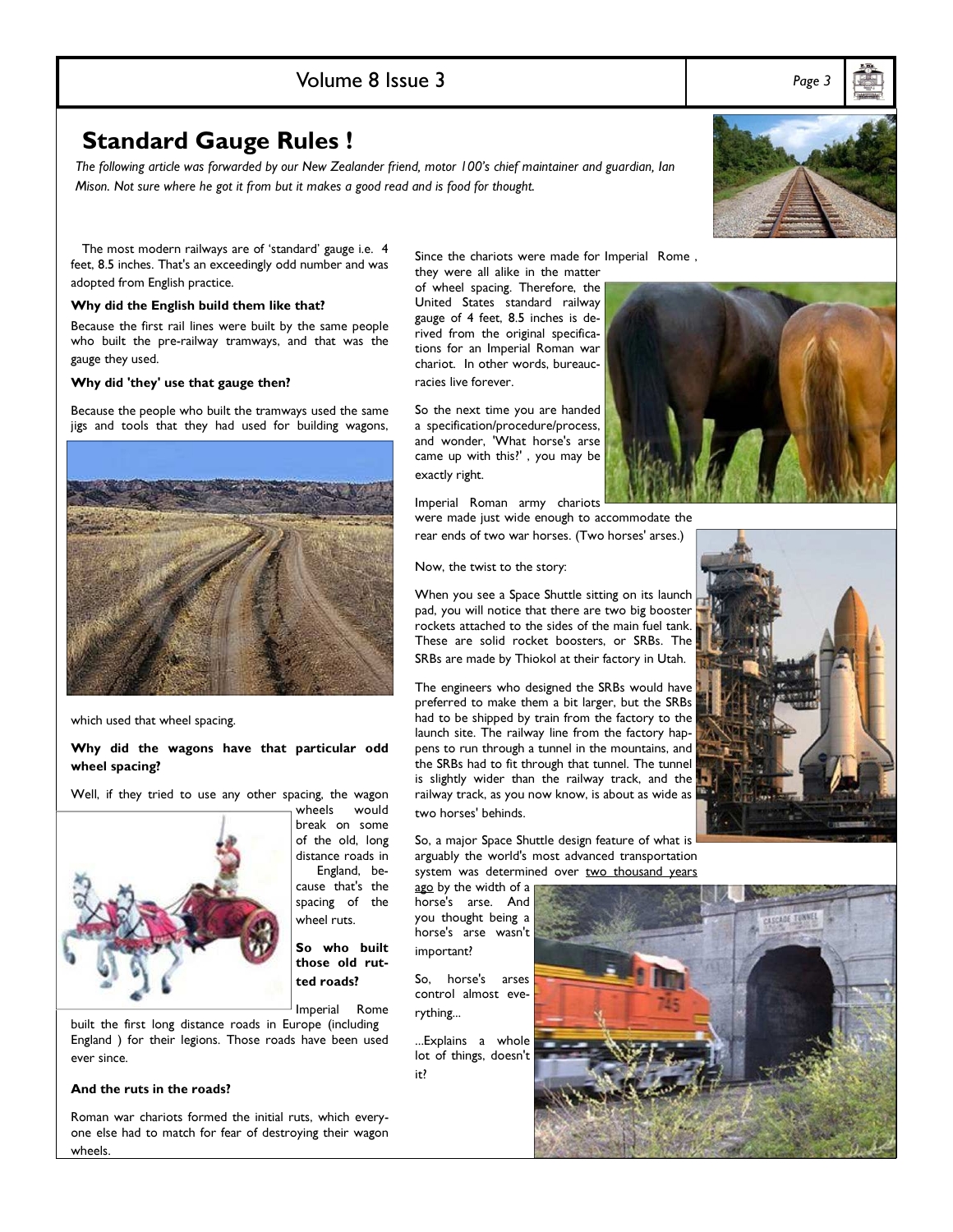# Standard Gauge Rules !

*The following article was forwarded by our New Zealander friend, motor 100's chief maintainer and guardian, Ian Mison. Not sure where he got it from but it makes a good read and is food for thought.*

The most modern railways are of 'standard' gauge i.e. 4 feet, 8.5 inches. That's an exceedingly odd number and was adopted from English practice.

**Why did the English build them like that?**

Because the first rail lines were built by the same people who built the pre-railway tramways, and that was the gauge they used.

**Why did 'they' use that gauge then?**

Because the people who built the tramways used the same jigs and tools that they had used for building wagons, which used that wheel spacing.

**Why did the wagons have that particular odd wheel spacing?**

Well, if they tried to use any other spacing, the wagon wheels would break on some of the old, long distance roads in England, because that's the spacing of the wheel ruts.

**So who built those old rutted roads?**

Imperial Rome built the first long distance roads in Europe (including England ) for their legions. Those roads have been used ever since.

**And the ruts in the roads?**

Roman war chariots formed the initial ruts, which everyone else had to match for fear of destroying their wagon wheels.

Since the chariots were made for Imperial Rome , they were all alike in the matter of wheel spacing. Therefore, the United States standard railway gauge of 4 feet, 8.5 inches is derived from the original specifications for an Imperial Roman war chariot. In other words, bureaucracies live forever.

So the next time you are handed a specification/procedure/process, and wonder, 'What horse's arse came up with this?' , you may be exactly right.

Imperial Roman army chariots were made just wide enough to accommodate the rear ends of two war horses. (Two horses' arses.)

Now, the twist to the story:

When you see a Space Shuttle sitting on its launch pad, you will notice that there are two big booster rockets attached to the sides of the main fuel tank. These are solid rocket boosters, or SRBs. The SRBs are made by Thiokol at their factory in Utah.

The engineers who designed the SRBs would have preferred to make them a bit larger, but the SRBs had to be shipped by train from the factory to the launch site. The railway line from the factory happens to run through a tunnel in the mountains, and the SRBs had to fit through that tunnel. The tunnel is slightly wider than the railway track, and the railway track, as you now know, is about as wide as two horses' behinds.

So, a major Space Shuttle design feature of what is arguably the world's most advanced transportation system was determined over two thousand years ago by the width of a horse's arse. And you thought being a horse's arse wasn't important?

So, horse's arses control almost everything...

...Explains a whole lot of things, doesn't it?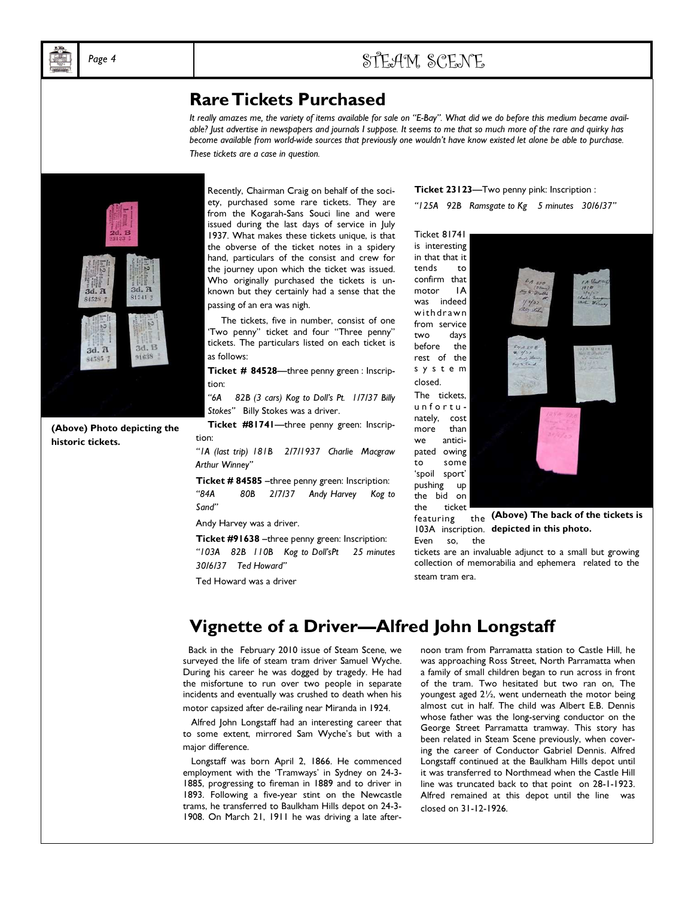## Rare Tickets Purchased

*It really amazes me, the variety of items available for sale on "E-Bay". What did we do before this medium became available? Just advertise in newspapers and journals I suppose. It seems to me that so much more of the rare and quirky has become available from world-wide sources that previously one wouldn't have know existed let alone be able to purchase. These tickets are a case in question.*

**(Above) Photo depicting the historic tickets.**

Recently, Chairman Craig on behalf of the society, purchased some rare tickets. They are from the Kogarah-Sans Souci line and were issued during the last days of service in July 1937. What makes these tickets unique, is that the obverse of the ticket notes in a spidery hand, particulars of the consist and crew for the journey upon which the ticket was issued. Who originally purchased the tickets is unknown but they certainly had a sense that the passing of an era was nigh.

The tickets, five in number, consist of one 'Two penny" ticket and four "Three penny" tickets. The particulars listed on each ticket is as follows:

**Ticket # 84528**—three penny green : Inscription:

*"6A 82B (3 cars) Kog to Doll's Pt. 1/7/37 Billy Stokes"* Billy Stokes was a driver.

**Ticket #81741**—three penny green: Inscription:

*"1A (last trip) 181B 2/7/1937 Charlie Macgraw Arthur Winney"*

**Ticket # 84585** –three penny green: Inscription: *"84A 80B 2/7/37 Andy Harvey Kog to Sand"*

Andy Harvey was a driver.

**Ticket #91638** –three penny green: Inscription: *"103A 82B 110B Kog to Doll'sPt 25 minutes 30/6/37 Ted Howard"*

Ted Howard was a driver

**Ticket 23123**—Two penny pink: Inscription :

*"125A 92B Ramsgate to Kg 5 minutes 30/6/37"*

Ticket 81741 is interesting in that that it tends to confirm that motor 1A was indeed withdrawn from service two days before the rest of the system closed.

The tickets, unfortunately, cost more than we anticipated owing to some 'spoil sport' pushing up the bid on the ticket featuring the 103A inscription. Even so, the tickets are an invaluable adjunct to a small but growing collection of memorabilia and ephemera related to the steam tram era.

**(Above) The back of the tickets is depicted in this photo.**

## Vignette of a Driver—Alfred John Longstaff

Back in the February 2010 issue of Steam Scene, we surveyed the life of steam tram driver Samuel Wyche. During his career he was dogged by tragedy. He had the misfortune to run over two people in separate incidents and eventually was crushed to death when his motor capsized after de-railing near Miranda in 1924.

Alfred John Longstaff had an interesting career that to some extent, mirrored Sam Wyche's but with a major difference.

Longstaff was born April 2, 1866. He commenced employment with the 'Tramways' in Sydney on 24-3-1885, progressing to fireman in 1889 and to driver in 1893. Following a five-year stint on the Newcastle trams, he transferred to Baulkham Hills depot on 24-3-1908. On March 21, 1911 he was driving a late afternoon tram from Parramatta station to Castle Hill, he was approaching Ross Street, North Parramatta when a family of small children began to run across in front of the tram. Two hesitated but two ran on, The youngest aged 2½, went underneath the motor being almost cut in half. The child was Albert E.B. Dennis whose father was the long-serving conductor on the George Street Parramatta tramway. This story has been related in Steam Scene previously, when covering the career of Conductor Gabriel Dennis. Alfred Longstaff continued at the Baulkham Hills depot until it was transferred to Northmead when the Castle Hill line was truncated back to that point on 28-1-1923. Alfred remained at this depot until the line was closed on 31-12-1926.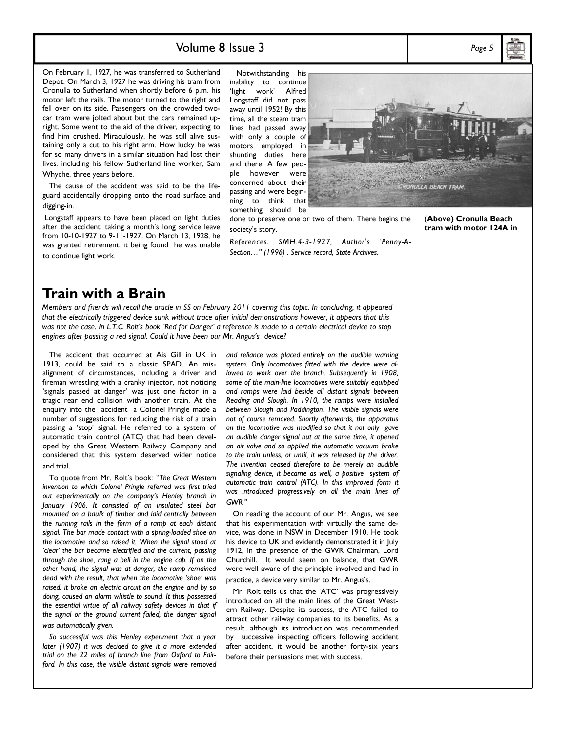On February 1, 1927, he was transferred to Sutherland Depot. On March 3, 1927 he was driving his tram from Cronulla to Sutherland when shortly before 6 p.m. his motor left the rails. The motor turned to the right and fell over on its side. Passengers on the crowded two-car tram were jolted about but the cars remained upright. Some went to the aid of the driver, expecting to find him crushed. Miraculously, he was still alive sustaining only a cut to his right arm. How lucky he was for so many drivers in a similar situation had lost their lives, including his fellow Sutherland line worker, Sam Whyche, three years before.

The cause of the accident was said to be the lifeguard accidentally dropping onto the road surface and digging-in.

Longstaff appears to have been placed on light duties after the accident, taking a month's long service leave from 10-10-1927 to 9-11-1927. On March 13, 1928, he was granted retirement, it being found he was unable to continue light work.

Notwithstanding his inability to continue 'light work' Alfred Longstaff did not pass away until 1952! By this time, all the steam tram lines had passed away with only a couple of motors employed in shunting duties here and there. A few people however were concerned about their passing and were beginning to think that something should be done to preserve one or two of them. There begins the society's story.

*References: SMH.4-3-1927, Author's 'Penny-A-Section…" (1996) . Service record, State Archives.*

(**Above) Cronulla Beach tram with motor 124A in**

# Train with a Brain

*Members and friends will recall the article in SS on February 2011 covering this topic. In concluding, it appeared that the electrically triggered device sunk without trace after initial demonstrations however, it appears that this was not the case. In L.T.C. Rolt's book 'Red for Danger' a reference is made to a certain electrical device to stop engines after passing a red signal. Could it have been our Mr. Angus's device?*

The accident that occurred at Ais Gill in UK in 1913, could be said to a classic SPAD. An misalignment of circumstances, including a driver and fireman wrestling with a cranky injector, not noticing 'signals passed at danger' was just one factor in a tragic rear end collision with another train. At the enquiry into the accident a Colonel Pringle made a number of suggestions for reducing the risk of a train passing a 'stop' signal. He referred to a system of automatic train control (ATC) that had been developed by the Great Western Railway Company and considered that this system deserved wider notice and trial.

To quote from Mr. Rolt's book: *"The Great Western invention to which Colonel Pringle referred was first tried out experimentally on the company's Henley branch in January 1906. It consisted of an insulated steel bar mounted on a baulk of timber and laid centrally between the running rails in the form of a ramp at each distant signal. The bar made contact with a spring-loaded shoe on the locomotive and so raised it. When the signal stood at 'clear' the bar became electrified and the current, passing through the shoe, rang a bell in the engine cab. If on the other hand, the signal was at danger, the ramp remained dead with the result, that when the locomotive 'shoe' was raised, it broke an electric circuit on the engine and by so doing, caused an alarm whistle to sound. It thus possessed the essential virtue of all railway safety devices in that if the signal or the ground current failed, the danger signal was automatically given.*

*So successful was this Henley experiment that a year later (1907) it was decided to give it a more extended trial on the 22 miles of branch line from Oxford to Fairford. In this case, the visible distant signals were removed and reliance was placed entirely on the audible warning system. Only locomotives fitted with the device were allowed to work over the branch. Subsequently in 1908, some of the main-line locomotives were suitably equipped and ramps were laid beside all distant signals between Reading and Slough. In 1910, the ramps were installed between Slough and Paddington. The visible signals were not of course removed. Shortly afterwards, the apparatus on the locomotive was modified so that it not only gave an audible danger signal but at the same time, it opened an air valve and so applied the automatic vacuum brake to the train unless, or until, it was released by the driver. The invention ceased therefore to be merely an audible signaling device, it became as well, a positive system of automatic train control (ATC). In this improved form it was introduced progressively on all the main lines of GWR."*

On reading the account of our Mr. Angus, we see that his experimentation with virtually the same device, was done in NSW in December 1910. He took his device to UK and evidently demonstrated it in July 1912, in the presence of the GWR Chairman, Lord Churchill. It would seem on balance, that GWR were well aware of the principle involved and had in practice, a device very similar to Mr. Angus's.

Mr. Rolt tells us that the 'ATC' was progressively introduced on all the main lines of the Great Western Railway. Despite its success, the ATC failed to attract other railway companies to its benefits. As a result, although its introduction was recommended by successive inspecting officers following accident after accident, it would be another forty-six years before their persuasions met with success.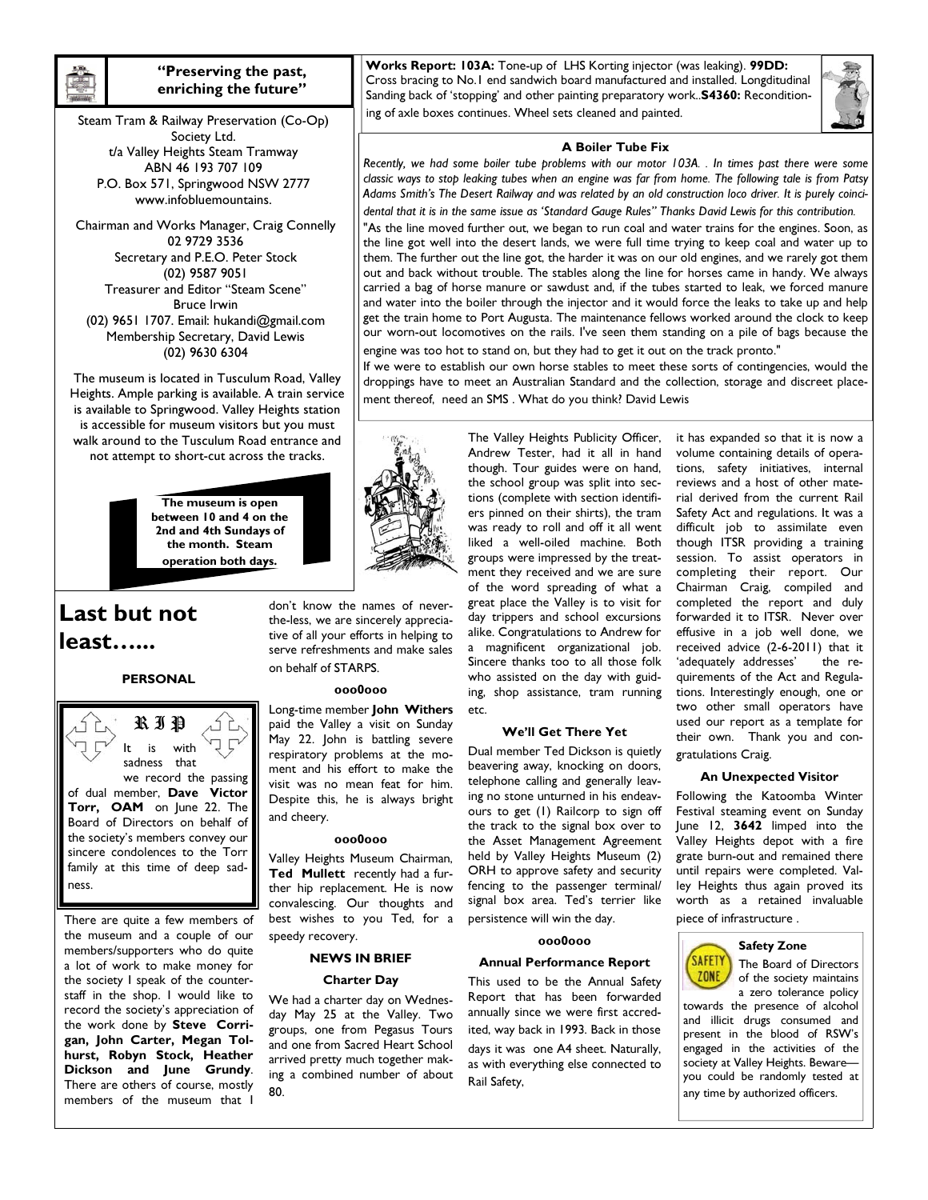**"Preserving the past, enriching the future"**

Steam Tram & Railway Preservation (Co-Op) Society Ltd.
t/a Valley Heights Steam Tramway
ABN 46 193 707 109
P.O. Box 571, Springwood NSW 2777
www.infobluemountains.

Chairman and Works Manager, Craig Connelly
02 9729 3536
Secretary and P.E.O. Peter Stock
(02) 9587 9051
Treasurer and Editor "Steam Scene"
Bruce Irwin
(02) 9651 1707. Email: hukandi@gmail.com
Membership Secretary, David Lewis
(02) 9630 6304

The museum is located in Tusculum Road, Valley Heights. Ample parking is available. A train service is available to Springwood. Valley Heights station is accessible for museum visitors but you must walk around to the Tusculum Road entrance and not attempt to short-cut across the tracks.

**The museum is open between 10 and 4 on the 2nd and 4th Sundays of the month. Steam operation both days.**

**Works Report: 103A:** Tone-up of LHS Korting injector (was leaking). **99DD:** Cross bracing to No.1 end sandwich board manufactured and installed. Longditudinal Sanding back of 'stopping' and other painting preparatory work..**S4360:** Reconditioning of axle boxes continues. Wheel sets cleaned and painted.

### A Boiler Tube Fix

*Recently, we had some boiler tube problems with our motor 103A. . In times past there were some classic ways to stop leaking tubes when an engine was far from home. The following tale is from Patsy Adams Smith's The Desert Railway and was related by an old construction loco driver. It is purely coincidental that it is in the same issue as 'Standard Gauge Rules" Thanks David Lewis for this contribution.*

"As the line moved further out, we began to run coal and water trains for the engines. Soon, as the line got well into the desert lands, we were full time trying to keep coal and water up to them. The further out the line got, the harder it was on our old engines, and we rarely got them out and back without trouble. The stables along the line for horses came in handy. We always carried a bag of horse manure or sawdust and, if the tubes started to leak, we forced manure and water into the boiler through the injector and it would force the leaks to take up and help get the train home to Port Augusta. The maintenance fellows worked around the clock to keep our worn-out locomotives on the rails. I've seen them standing on a pile of bags because the engine was too hot to stand on, but they had to get it out on the track pronto."

If we were to establish our own horse stables to meet these sorts of contingencies, would the droppings have to meet an Australian Standard and the collection, storage and discreet placement thereof, need an SMS . What do you think? David Lewis

# Last but not least…...

### PERSONAL

**R I P**

It is with sadness that we record the passing of dual member, **Dave Victor Torr, OAM** on June 22. The Board of Directors on behalf of the society's members convey our sincere condolences to the Torr family at this time of deep sadness.

There are quite a few members of the museum and a couple of our members/supporters who do quite a lot of work to make money for the society I speak of the counter-staff in the shop. I would like to record the society's appreciation of the work done by **Steve Corrigan, John Carter, Megan Tolhurst, Robyn Stock, Heather Dickson and June Grundy**. There are others of course, mostly members of the museum that I don't know the names of never-the-less, we are sincerely appreciative of all your efforts in helping to serve refreshments and make sales on behalf of STARPS.

ooo0ooo

Long-time member **John Withers** paid the Valley a visit on Sunday May 22. John is battling severe respiratory problems at the moment and his effort to make the visit was no mean feat for him. Despite this, he is always bright and cheery.

ooo0ooo

Valley Heights Museum Chairman, **Ted Mullett** recently had a further hip replacement. He is now convalescing. Our thoughts and best wishes to you Ted, for a speedy recovery.

### NEWS IN BRIEF

#### Charter Day

We had a charter day on Wednesday May 25 at the Valley. Two groups, one from Pegasus Tours and one from Sacred Heart School arrived pretty much together making a combined number of about 80.

The Valley Heights Publicity Officer, Andrew Tester, had it all in hand though. Tour guides were on hand, the school group was split into sections (complete with section identifiers pinned on their shirts), the tram was ready to roll and off it all went liked a well-oiled machine. Both groups were impressed by the treatment they received and we are sure of the word spreading of what a great place the Valley is to visit for day trippers and school excursions alike. Congratulations to Andrew for a magnificent organizational job. Sincere thanks too to all those folk who assisted on the day with guiding, shop assistance, tram running etc.

#### We'll Get There Yet

Dual member Ted Dickson is quietly beavering away, knocking on doors, telephone calling and generally leaving no stone unturned in his endeavours to get (1) Railcorp to sign off the track to the signal box over to the Asset Management Agreement held by Valley Heights Museum (2) ORH to approve safety and security fencing to the passenger terminal/ signal box area. Ted's terrier like persistence will win the day.

ooo0ooo

#### Annual Performance Report

This used to be the Annual Safety Report that has been forwarded annually since we were first accredited, way back in 1993. Back in those days it was one A4 sheet. Naturally, as with everything else connected to Rail Safety, it has expanded so that it is now a volume containing details of operations, safety initiatives, internal reviews and a host of other material derived from the current Rail Safety Act and regulations. It was a difficult job to assimilate even though ITSR providing a training session. To assist operators in completing their report. Our Chairman Craig, compiled and completed the report and duly forwarded it to ITSR. Never over effusive in a job well done, we received advice (2-6-2011) that it 'adequately addresses' the requirements of the Act and Regulations. Interestingly enough, one or two other small operators have used our report as a template for their own. Thank you and congratulations Craig.

#### An Unexpected Visitor

Following the Katoomba Winter Festival steaming event on Sunday June 12, **3642** limped into the Valley Heights depot with a fire grate burn-out and remained there until repairs were completed. Valley Heights thus again proved its worth as a retained invaluable piece of infrastructure .

#### Safety Zone

The Board of Directors of the society maintains a zero tolerance policy towards the presence of alcohol and illicit drugs consumed and present in the blood of RSW's engaged in the activities of the society at Valley Heights. Beware— you could be randomly tested at any time by authorized officers.